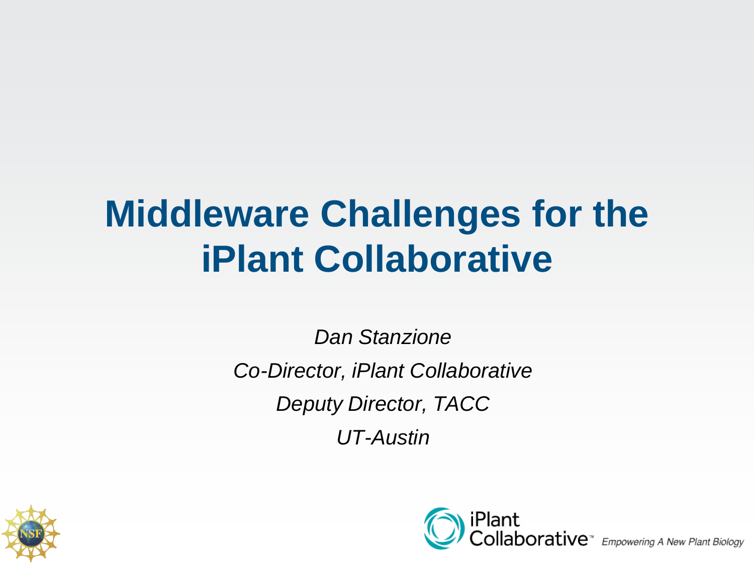# Middleware Challenges for the iPlant Collaborative

*Dan Stanzione*

*Co-Director, iPlant Collaborative*

*Deputy Director, TACC*

*UT-Austin*

iPlant Collaborative™ *Empowering A New Plant Biology*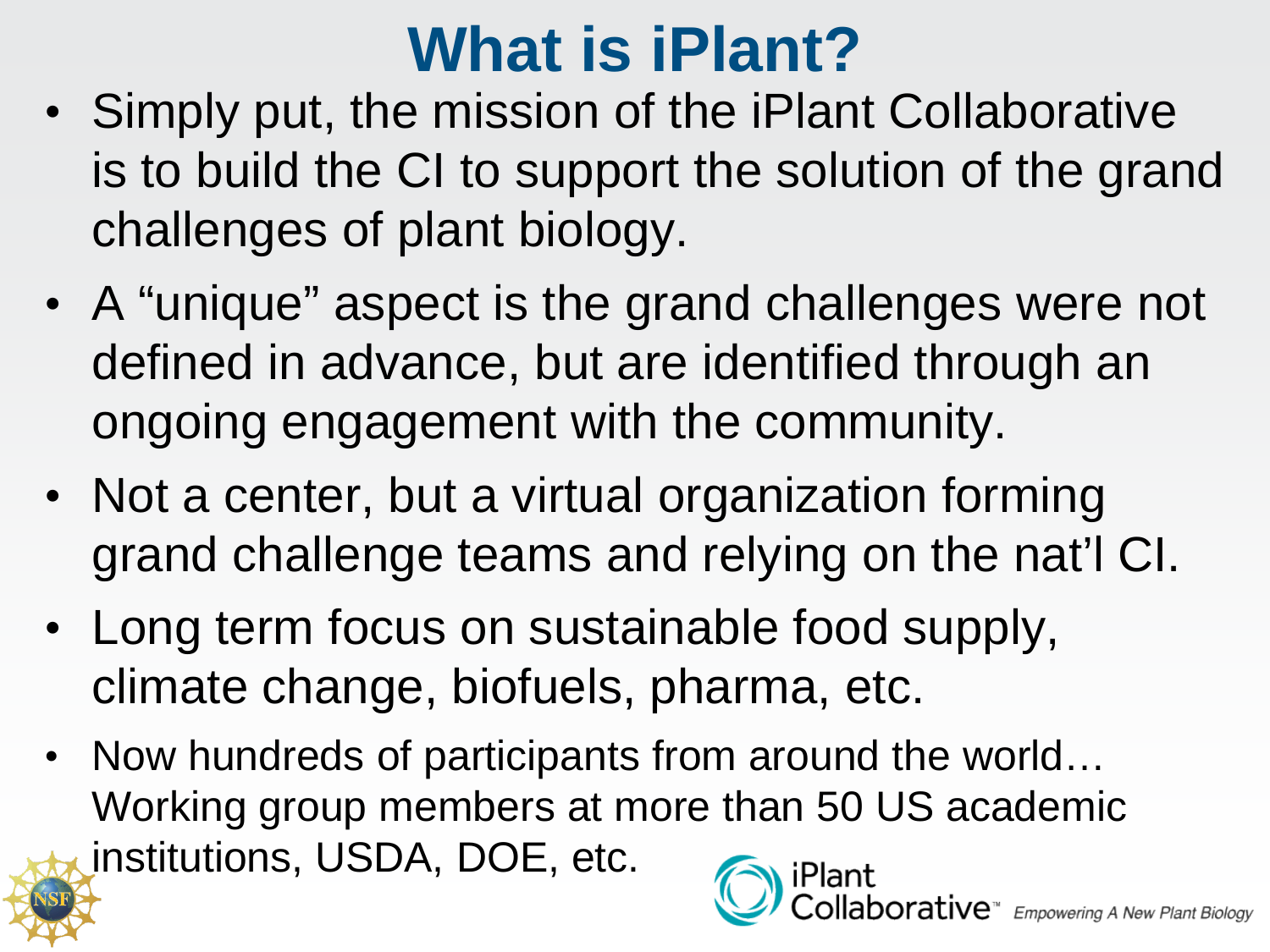# What is iPlant?

- Simply put, the mission of the iPlant Collaborative is to build the CI to support the solution of the grand challenges of plant biology.
- A "unique" aspect is the grand challenges were not defined in advance, but are identified through an ongoing engagement with the community.
- Not a center, but a virtual organization forming grand challenge teams and relying on the nat'l CI.
- Long term focus on sustainable food supply, climate change, biofuels, pharma, etc.
- Now hundreds of participants from around the world… Working group members at more than 50 US academic institutions, USDA, DOE, etc.

iPlant Collaborative™ *Empowering A New Plant Biology*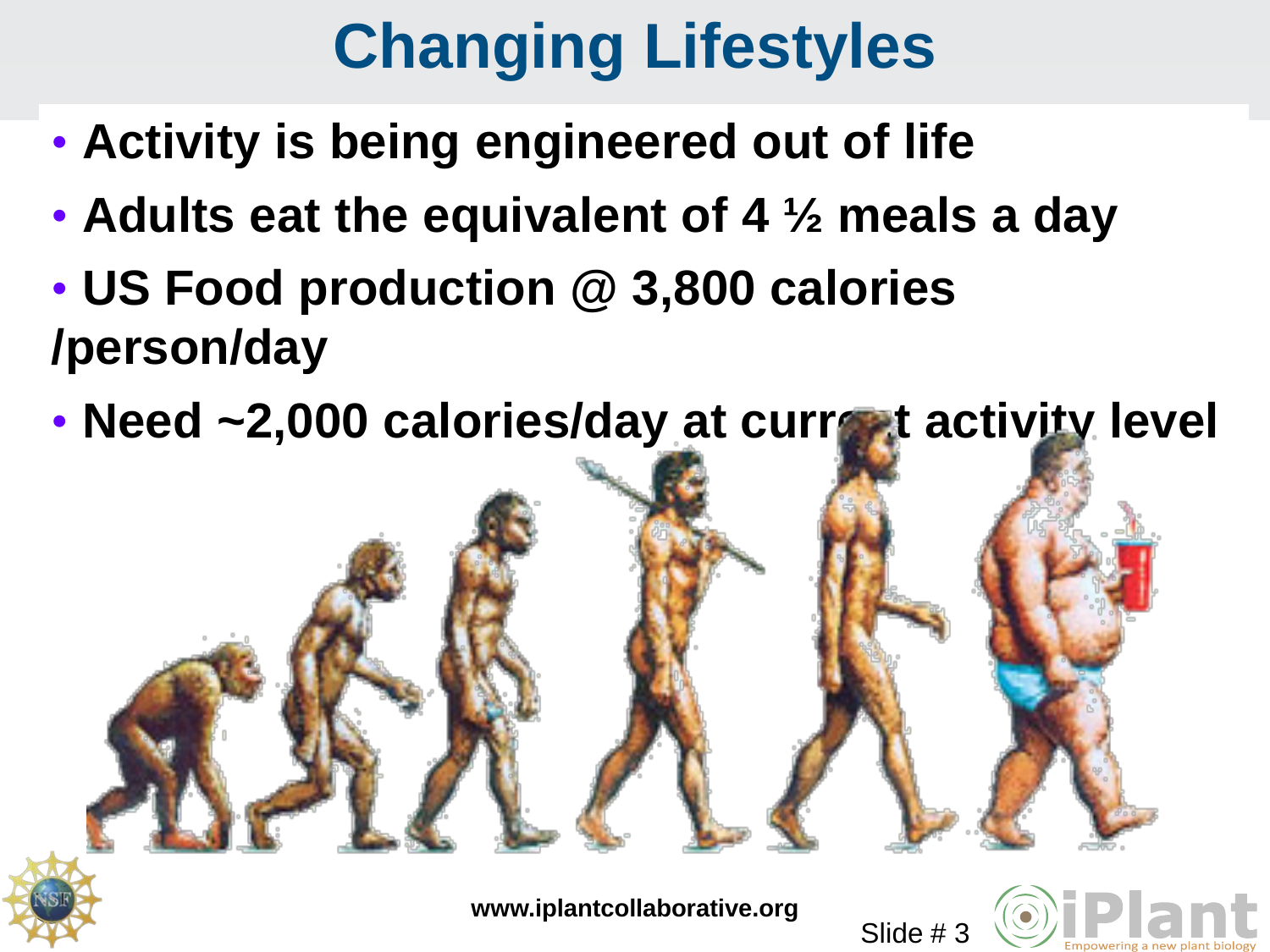# Changing Lifestyles

- **Activity is being engineered out of life**
- **Adults eat the equivalent of 4 ½ meals a day**
- **US Food production @ 3,800 calories /person/day**
- **Need ~2,000 calories/day at current activity level**

**www.iplantcollaborative.org**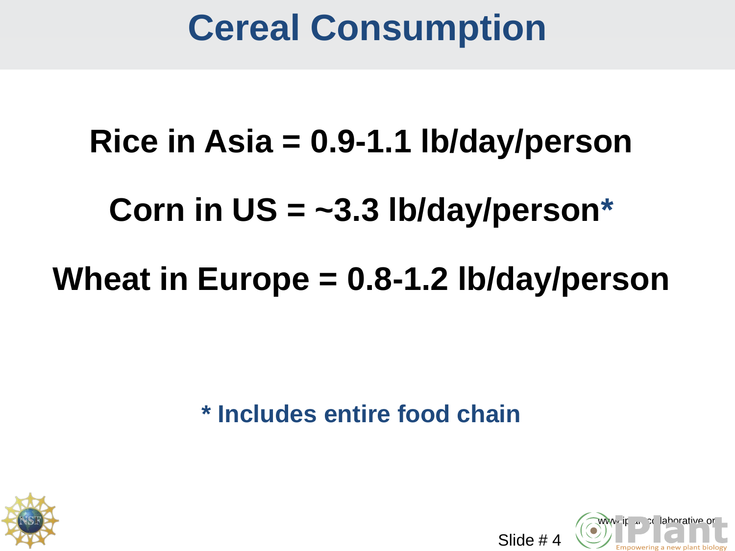# Cereal Consumption

**Rice in Asia = 0.9-1.1 lb/day/person**

**Corn in US = ~3.3 lb/day/person***

**Wheat in Europe = 0.8-1.2 lb/day/person**

**\* Includes entire food chain**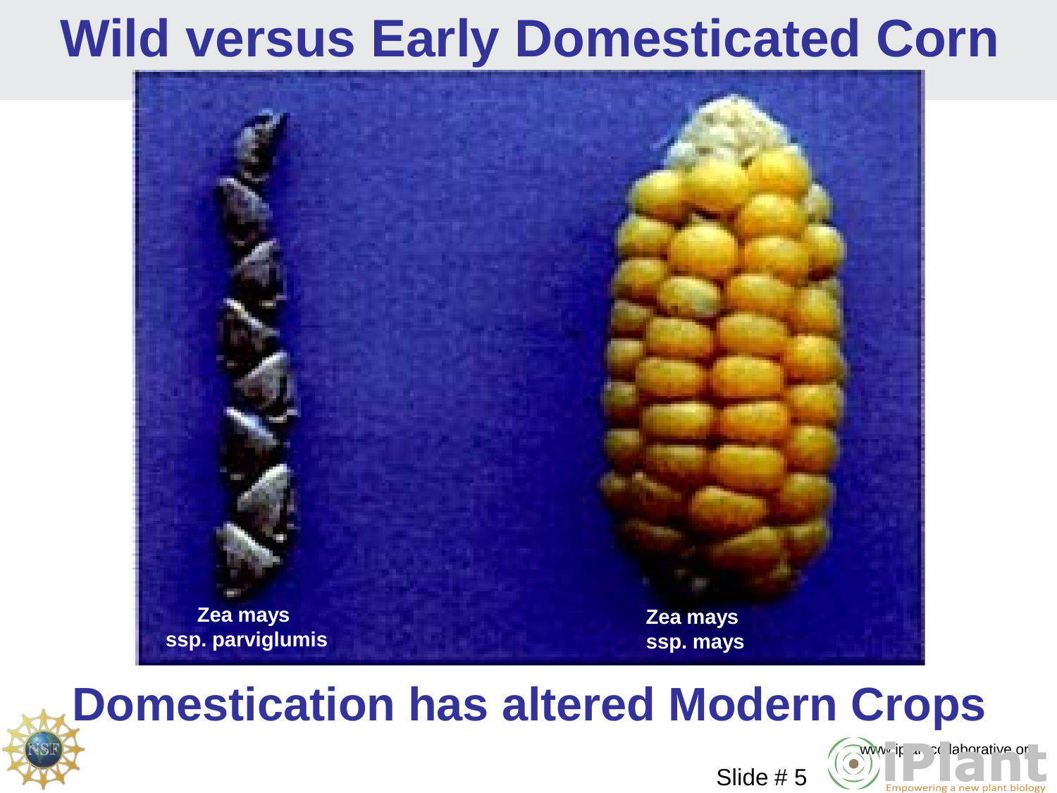# Wild versus Early Domesticated Corn

Zea mays
ssp. parviglumis

Zea mays
ssp. mays

## Domestication has altered Modern Crops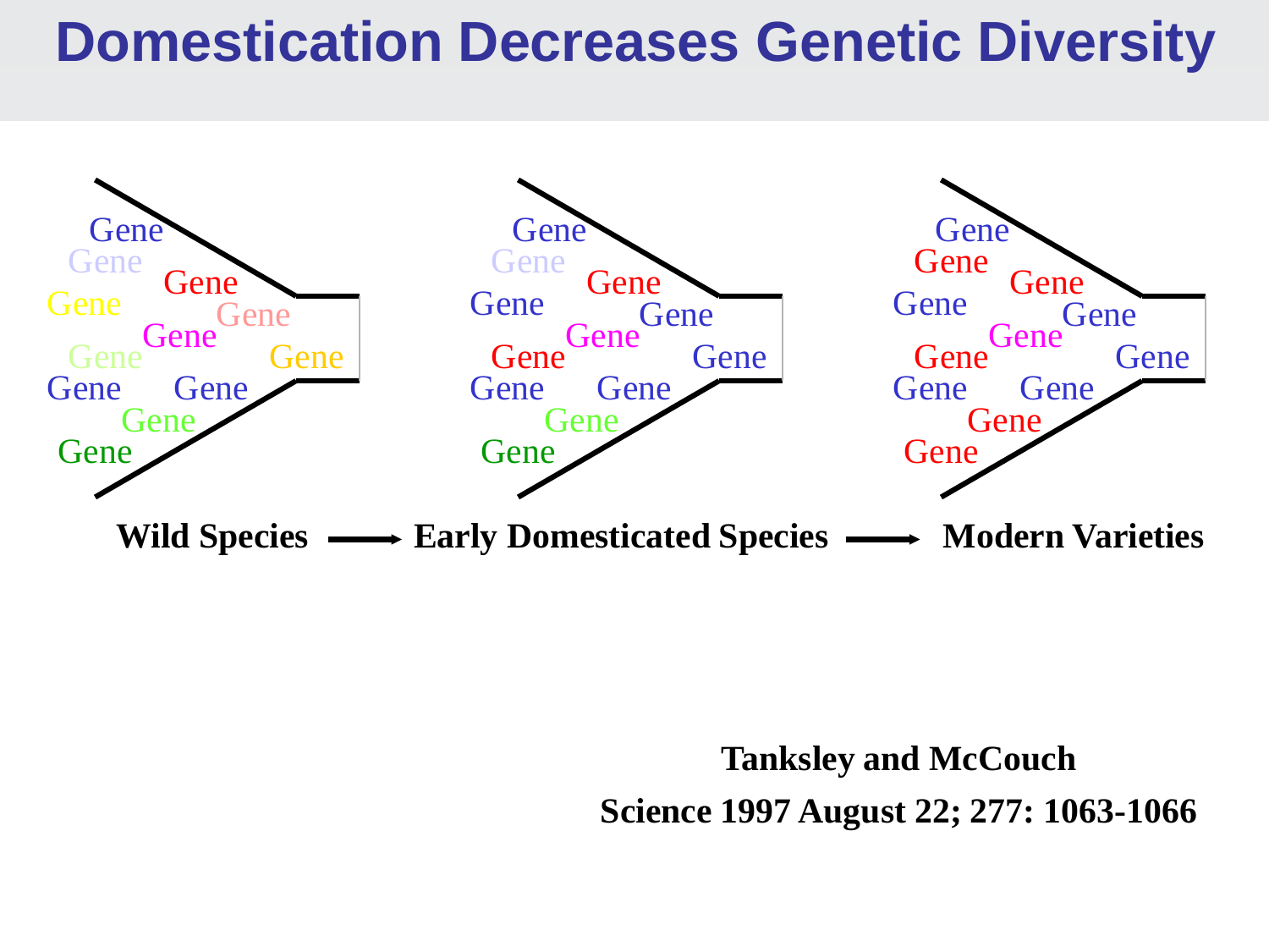# Domestication Decreases Genetic Diversity

Gene Gene Gene Gene Gene Gene Gene Gene Gene Gene Gene Gene

Gene Gene Gene Gene Gene Gene Gene Gene Gene Gene Gene Gene

Gene Gene Gene Gene Gene Gene Gene Gene Gene Gene Gene Gene

**Wild Species** → **Early Domesticated Species** → **Modern Varieties**

**Tanksley and McCouch**

**Science 1997 August 22; 277: 1063-1066**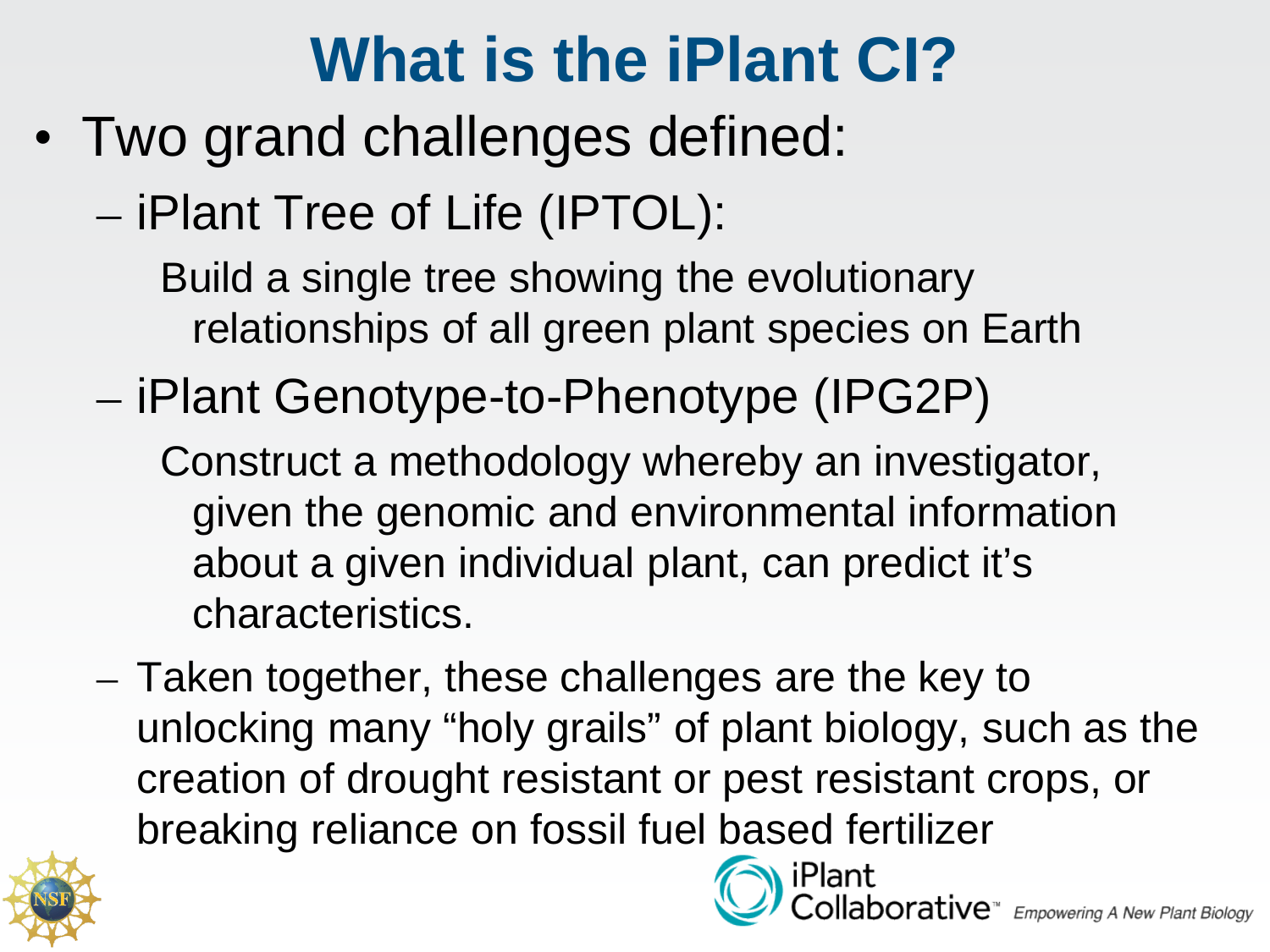# What is the iPlant CI?

- Two grand challenges defined:
  - iPlant Tree of Life (IPTOL):

    Build a single tree showing the evolutionary relationships of all green plant species on Earth

  - iPlant Genotype-to-Phenotype (IPG2P)

    Construct a methodology whereby an investigator, given the genomic and environmental information about a given individual plant, can predict it's characteristics.

  - Taken together, these challenges are the key to unlocking many "holy grails" of plant biology, such as the creation of drought resistant or pest resistant crops, or breaking reliance on fossil fuel based fertilizer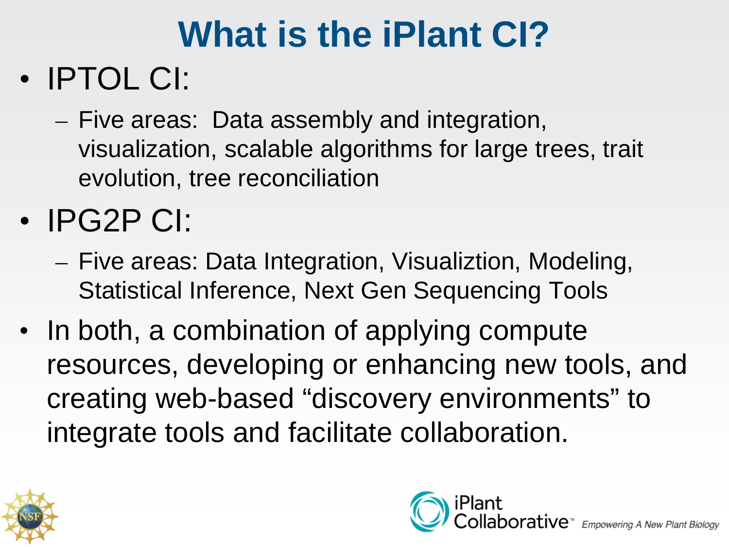# What is the iPlant CI?

- IPTOL CI:
  - Five areas:  Data assembly and integration, visualization, scalable algorithms for large trees, trait evolution, tree reconciliation
- IPG2P CI:
  - Five areas: Data Integration, Visualiztion, Modeling, Statistical Inference, Next Gen Sequencing Tools
- In both, a combination of applying compute resources, developing or enhancing new tools, and creating web-based “discovery environments” to integrate tools and facilitate collaboration.

iPlant Collaborative™ Empowering A New Plant Biology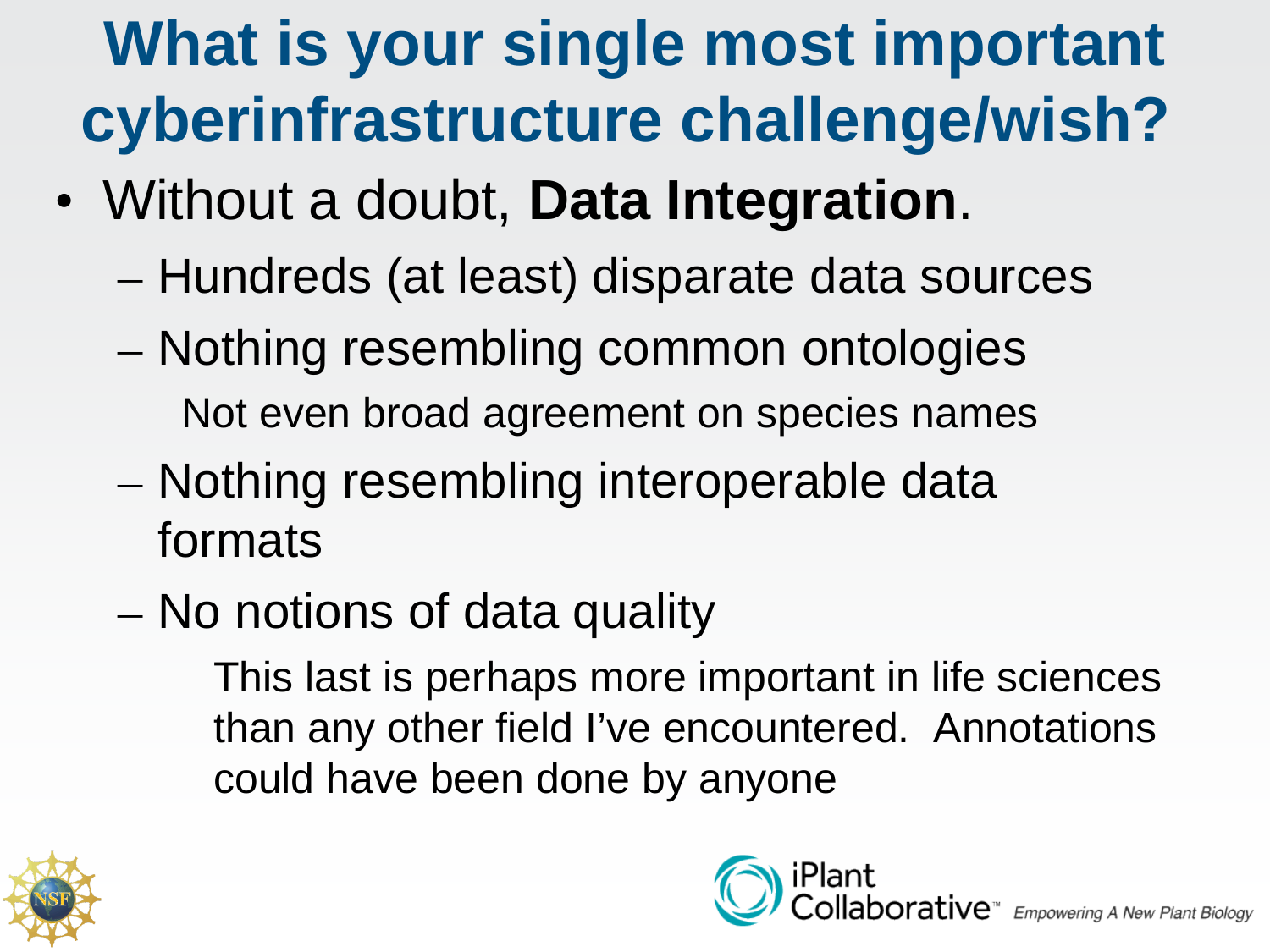# What is your single most important cyberinfrastructure challenge/wish?

- Without a doubt, **Data Integration**.
  - Hundreds (at least) disparate data sources
  - Nothing resembling common ontologies

    Not even broad agreement on species names
  - Nothing resembling interoperable data formats
  - No notions of data quality

    This last is perhaps more important in life sciences than any other field I've encountered. Annotations could have been done by anyone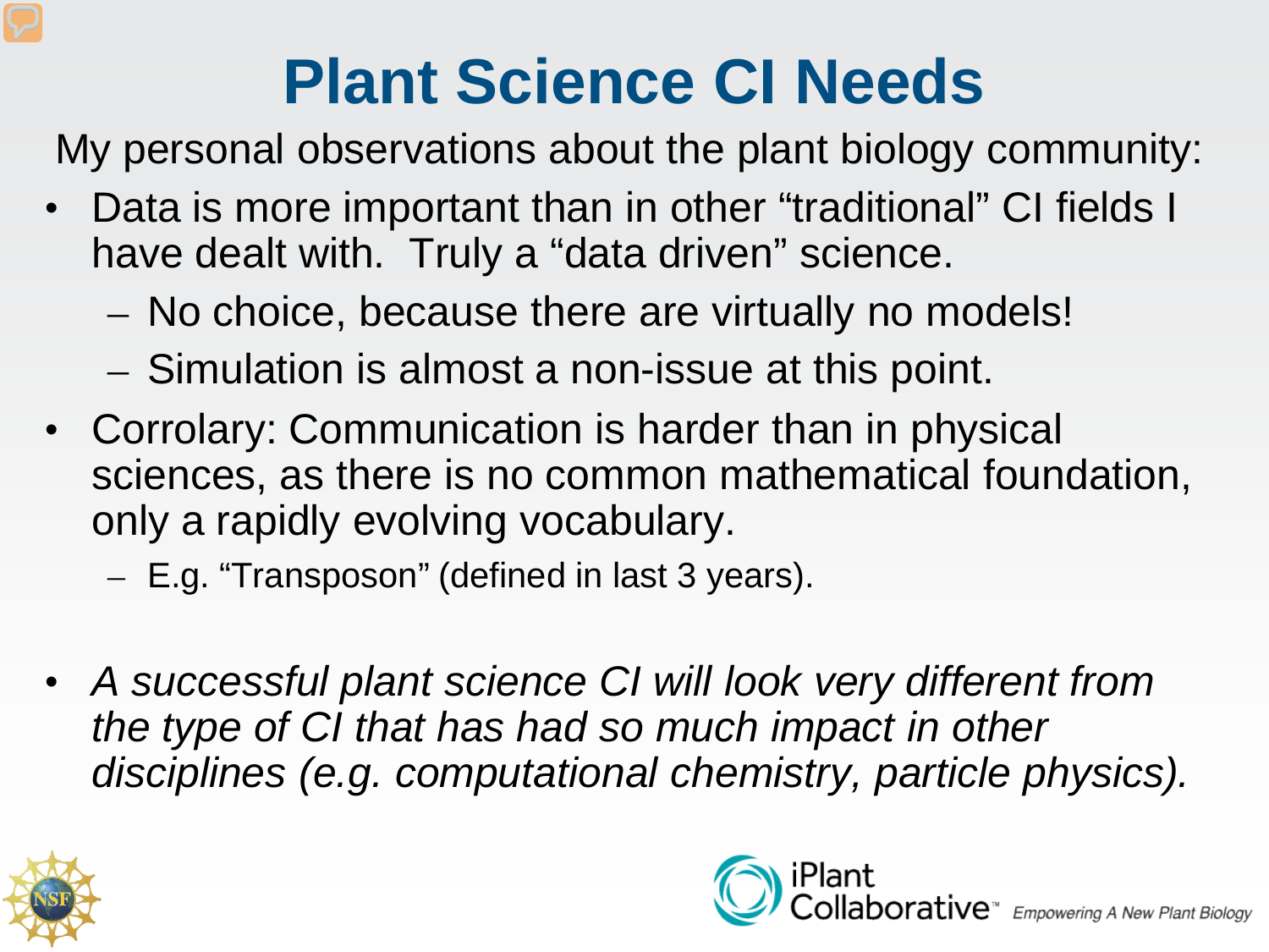# Plant Science CI Needs

My personal observations about the plant biology community:

- Data is more important than in other "traditional" CI fields I have dealt with. Truly a "data driven" science.
  - No choice, because there are virtually no models!
  - Simulation is almost a non-issue at this point.
- Corrolary: Communication is harder than in physical sciences, as there is no common mathematical foundation, only a rapidly evolving vocabulary.
  - E.g. "Transposon" (defined in last 3 years).
- *A successful plant science CI will look very different from the type of CI that has had so much impact in other disciplines (e.g. computational chemistry, particle physics).*

iPlant Collaborative™ *Empowering A New Plant Biology*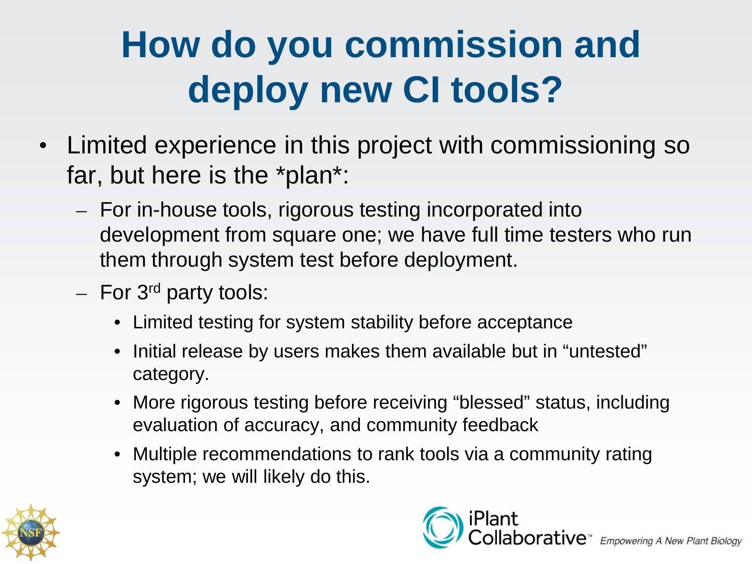# How do you commission and deploy new CI tools?

- Limited experience in this project with commissioning so far, but here is the *plan*:
  - For in-house tools, rigorous testing incorporated into development from square one; we have full time testers who run them through system test before deployment.
  - For 3rd party tools:
    - Limited testing for system stability before acceptance
    - Initial release by users makes them available but in “untested” category.
    - More rigorous testing before receiving “blessed” status, including evaluation of accuracy, and community feedback
    - Multiple recommendations to rank tools via a community rating system; we will likely do this.

iPlant Collaborative™ Empowering A New Plant Biology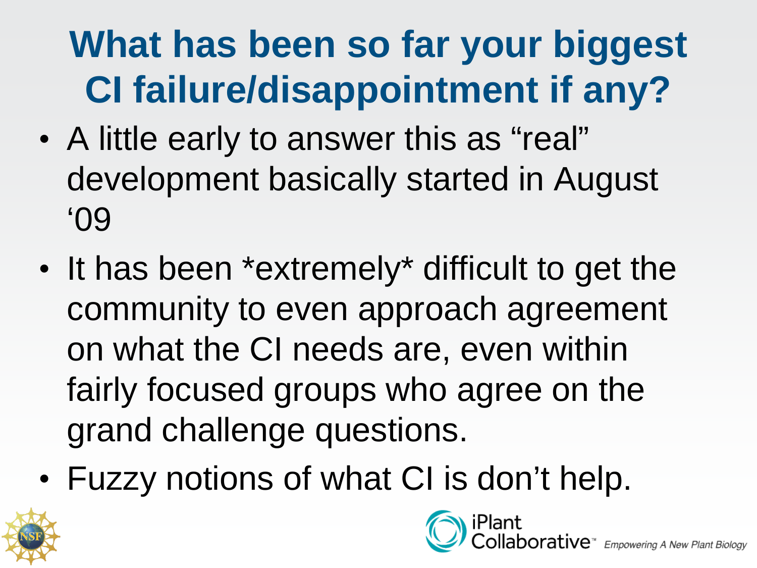# What has been so far your biggest CI failure/disappointment if any?

- A little early to answer this as “real” development basically started in August ‘09
- It has been *extremely* difficult to get the community to even approach agreement on what the CI needs are, even within fairly focused groups who agree on the grand challenge questions.
- Fuzzy notions of what CI is don’t help.

iPlant Collaborative™ Empowering A New Plant Biology